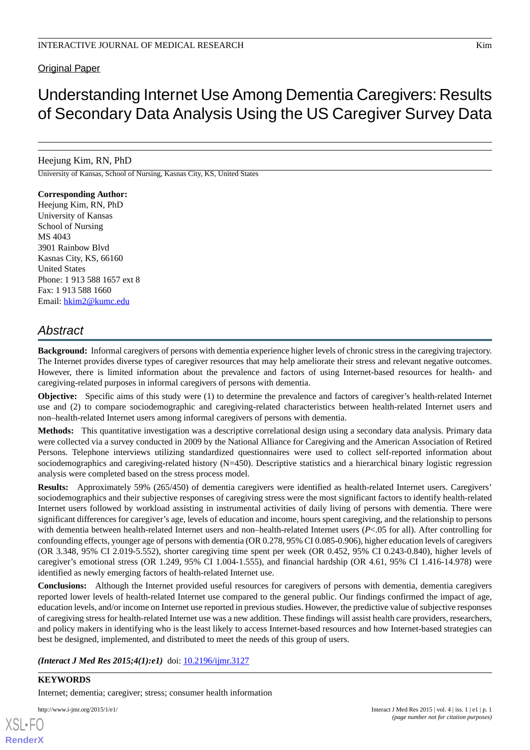Original Paper

# Understanding Internet Use Among Dementia Caregivers: Results of Secondary Data Analysis Using the US Caregiver Survey Data

Heejung Kim, RN, PhD

University of Kansas, School of Nursing, Kasnas City, KS, United States

**Corresponding Author:**
Heejung Kim, RN, PhD
University of Kansas
School of Nursing
MS 4043
3901 Rainbow Blvd
Kasnas City, KS, 66160
United States
Phone: 1 913 588 1657 ext 8
Fax: 1 913 588 1660
Email: hkim2@kumc.edu

## Abstract

**Background:** Informal caregivers of persons with dementia experience higher levels of chronic stress in the caregiving trajectory. The Internet provides diverse types of caregiver resources that may help ameliorate their stress and relevant negative outcomes. However, there is limited information about the prevalence and factors of using Internet-based resources for health- and caregiving-related purposes in informal caregivers of persons with dementia.

**Objective:** Specific aims of this study were (1) to determine the prevalence and factors of caregiver's health-related Internet use and (2) to compare sociodemographic and caregiving-related characteristics between health-related Internet users and non–health-related Internet users among informal caregivers of persons with dementia.

**Methods:** This quantitative investigation was a descriptive correlational design using a secondary data analysis. Primary data were collected via a survey conducted in 2009 by the National Alliance for Caregiving and the American Association of Retired Persons. Telephone interviews utilizing standardized questionnaires were used to collect self-reported information about sociodemographics and caregiving-related history (N=450). Descriptive statistics and a hierarchical binary logistic regression analysis were completed based on the stress process model.

**Results:** Approximately 59% (265/450) of dementia caregivers were identified as health-related Internet users. Caregivers' sociodemographics and their subjective responses of caregiving stress were the most significant factors to identify health-related Internet users followed by workload assisting in instrumental activities of daily living of persons with dementia. There were significant differences for caregiver's age, levels of education and income, hours spent caregiving, and the relationship to persons with dementia between health-related Internet users and non–health-related Internet users ($P<.05$ for all). After controlling for confounding effects, younger age of persons with dementia (OR 0.278, 95% CI 0.085-0.906), higher education levels of caregivers (OR 3.348, 95% CI 2.019-5.552), shorter caregiving time spent per week (OR 0.452, 95% CI 0.243-0.840), higher levels of caregiver's emotional stress (OR 1.249, 95% CI 1.004-1.555), and financial hardship (OR 4.61, 95% CI 1.416-14.978) were identified as newly emerging factors of health-related Internet use.

**Conclusions:** Although the Internet provided useful resources for caregivers of persons with dementia, dementia caregivers reported lower levels of health-related Internet use compared to the general public. Our findings confirmed the impact of age, education levels, and/or income on Internet use reported in previous studies. However, the predictive value of subjective responses of caregiving stress for health-related Internet use was a new addition. These findings will assist health care providers, researchers, and policy makers in identifying who is the least likely to access Internet-based resources and how Internet-based strategies can best be designed, implemented, and distributed to meet the needs of this group of users.

***(Interact J Med Res 2015;4(1):e1)*** doi: 10.2196/ijmr.3127

**KEYWORDS**

Internet; dementia; caregiver; stress; consumer health information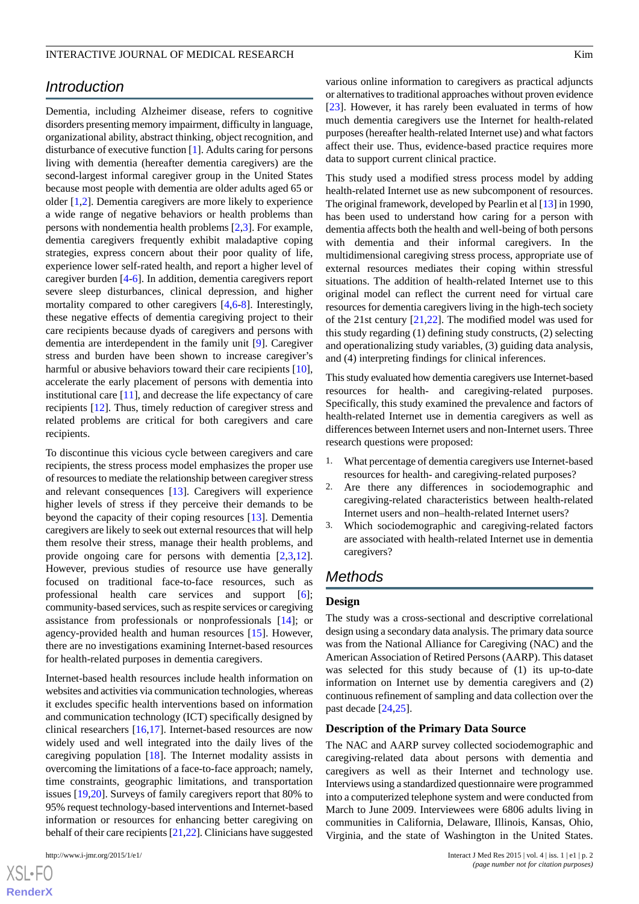## Introduction

Dementia, including Alzheimer disease, refers to cognitive disorders presenting memory impairment, difficulty in language, organizational ability, abstract thinking, object recognition, and disturbance of executive function [1]. Adults caring for persons living with dementia (hereafter dementia caregivers) are the second-largest informal caregiver group in the United States because most people with dementia are older adults aged 65 or older [1,2]. Dementia caregivers are more likely to experience a wide range of negative behaviors or health problems than persons with nondementia health problems [2,3]. For example, dementia caregivers frequently exhibit maladaptive coping strategies, express concern about their poor quality of life, experience lower self-rated health, and report a higher level of caregiver burden [4-6]. In addition, dementia caregivers report severe sleep disturbances, clinical depression, and higher mortality compared to other caregivers [4,6-8]. Interestingly, these negative effects of dementia caregiving project to their care recipients because dyads of caregivers and persons with dementia are interdependent in the family unit [9]. Caregiver stress and burden have been shown to increase caregiver's harmful or abusive behaviors toward their care recipients [10], accelerate the early placement of persons with dementia into institutional care [11], and decrease the life expectancy of care recipients [12]. Thus, timely reduction of caregiver stress and related problems are critical for both caregivers and care recipients.

To discontinue this vicious cycle between caregivers and care recipients, the stress process model emphasizes the proper use of resources to mediate the relationship between caregiver stress and relevant consequences [13]. Caregivers will experience higher levels of stress if they perceive their demands to be beyond the capacity of their coping resources [13]. Dementia caregivers are likely to seek out external resources that will help them resolve their stress, manage their health problems, and provide ongoing care for persons with dementia [2,3,12]. However, previous studies of resource use have generally focused on traditional face-to-face resources, such as professional health care services and support [6]; community-based services, such as respite services or caregiving assistance from professionals or nonprofessionals [14]; or agency-provided health and human resources [15]. However, there are no investigations examining Internet-based resources for health-related purposes in dementia caregivers.

Internet-based health resources include health information on websites and activities via communication technologies, whereas it excludes specific health interventions based on information and communication technology (ICT) specifically designed by clinical researchers [16,17]. Internet-based resources are now widely used and well integrated into the daily lives of the caregiving population [18]. The Internet modality assists in overcoming the limitations of a face-to-face approach; namely, time constraints, geographic limitations, and transportation issues [19,20]. Surveys of family caregivers report that 80% to 95% request technology-based interventions and Internet-based information or resources for enhancing better caregiving on behalf of their care recipients [21,22]. Clinicians have suggested various online information to caregivers as practical adjuncts or alternatives to traditional approaches without proven evidence [23]. However, it has rarely been evaluated in terms of how much dementia caregivers use the Internet for health-related purposes (hereafter health-related Internet use) and what factors affect their use. Thus, evidence-based practice requires more data to support current clinical practice.

This study used a modified stress process model by adding health-related Internet use as new subcomponent of resources. The original framework, developed by Pearlin et al [13] in 1990, has been used to understand how caring for a person with dementia affects both the health and well-being of both persons with dementia and their informal caregivers. In the multidimensional caregiving stress process, appropriate use of external resources mediates their coping within stressful situations. The addition of health-related Internet use to this original model can reflect the current need for virtual care resources for dementia caregivers living in the high-tech society of the 21st century [21,22]. The modified model was used for this study regarding (1) defining study constructs, (2) selecting and operationalizing study variables, (3) guiding data analysis, and (4) interpreting findings for clinical inferences.

This study evaluated how dementia caregivers use Internet-based resources for health- and caregiving-related purposes. Specifically, this study examined the prevalence and factors of health-related Internet use in dementia caregivers as well as differences between Internet users and non-Internet users. Three research questions were proposed:

1. What percentage of dementia caregivers use Internet-based resources for health- and caregiving-related purposes?
2. Are there any differences in sociodemographic and caregiving-related characteristics between health-related Internet users and non–health-related Internet users?
3. Which sociodemographic and caregiving-related factors are associated with health-related Internet use in dementia caregivers?

## Methods

### Design

The study was a cross-sectional and descriptive correlational design using a secondary data analysis. The primary data source was from the National Alliance for Caregiving (NAC) and the American Association of Retired Persons (AARP). This dataset was selected for this study because of (1) its up-to-date information on Internet use by dementia caregivers and (2) continuous refinement of sampling and data collection over the past decade [24,25].

### Description of the Primary Data Source

The NAC and AARP survey collected sociodemographic and caregiving-related data about persons with dementia and caregivers as well as their Internet and technology use. Interviews using a standardized questionnaire were programmed into a computerized telephone system and were conducted from March to June 2009. Interviewees were 6806 adults living in communities in California, Delaware, Illinois, Kansas, Ohio, Virginia, and the state of Washington in the United States.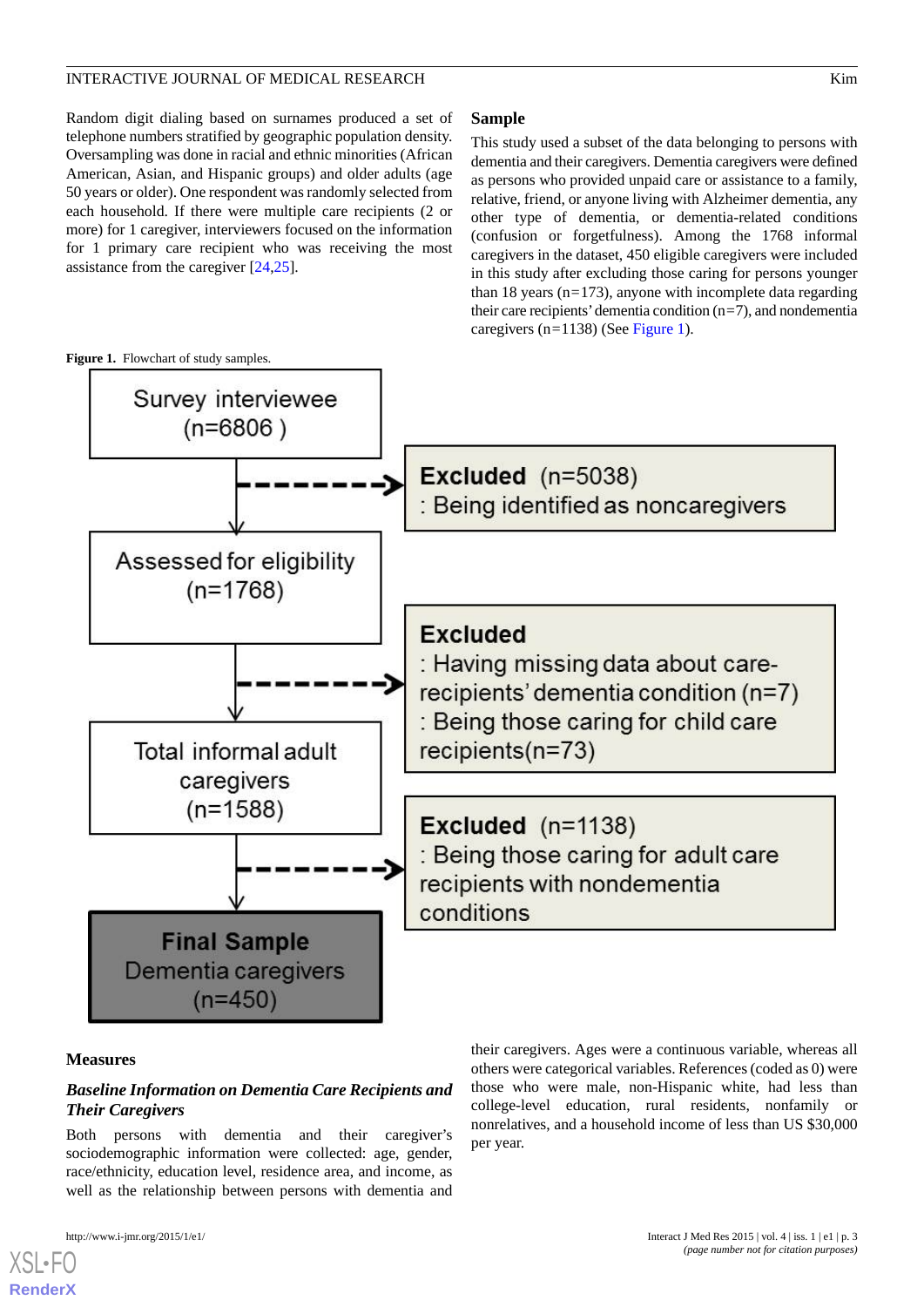Random digit dialing based on surnames produced a set of telephone numbers stratified by geographic population density. Oversampling was done in racial and ethnic minorities (African American, Asian, and Hispanic groups) and older adults (age 50 years or older). One respondent was randomly selected from each household. If there were multiple care recipients (2 or more) for 1 caregiver, interviewers focused on the information for 1 primary care recipient who was receiving the most assistance from the caregiver [24,25].

### Sample

This study used a subset of the data belonging to persons with dementia and their caregivers. Dementia caregivers were defined as persons who provided unpaid care or assistance to a family, relative, friend, or anyone living with Alzheimer dementia, any other type of dementia, or dementia-related conditions (confusion or forgetfulness). Among the 1768 informal caregivers in the dataset, 450 eligible caregivers were included in this study after excluding those caring for persons younger than 18 years (n=173), anyone with incomplete data regarding their care recipients' dementia condition (n=7), and nondementia caregivers (n=1138) (See Figure 1).

**Figure 1.** Flowchart of study samples.

Survey interviewee (n=6806 )

Excluded (n=5038) : Being identified as noncaregivers

Assessed for eligibility (n=1768)

Excluded : Having missing data about care-recipients' dementia condition (n=7) : Being those caring for child care recipients(n=73)

Total informal adult caregivers (n=1588)

Excluded (n=1138) : Being those caring for adult care recipients with nondementia conditions

Final Sample Dementia caregivers (n=450)

### Measures

#### *Baseline Information on Dementia Care Recipients and Their Caregivers*

Both persons with dementia and their caregiver's sociodemographic information were collected: age, gender, race/ethnicity, education level, residence area, and income, as well as the relationship between persons with dementia and their caregivers. Ages were a continuous variable, whereas all others were categorical variables. References (coded as 0) were those who were male, non-Hispanic white, had less than college-level education, rural residents, nonfamily or nonrelatives, and a household income of less than US $30,000 per year.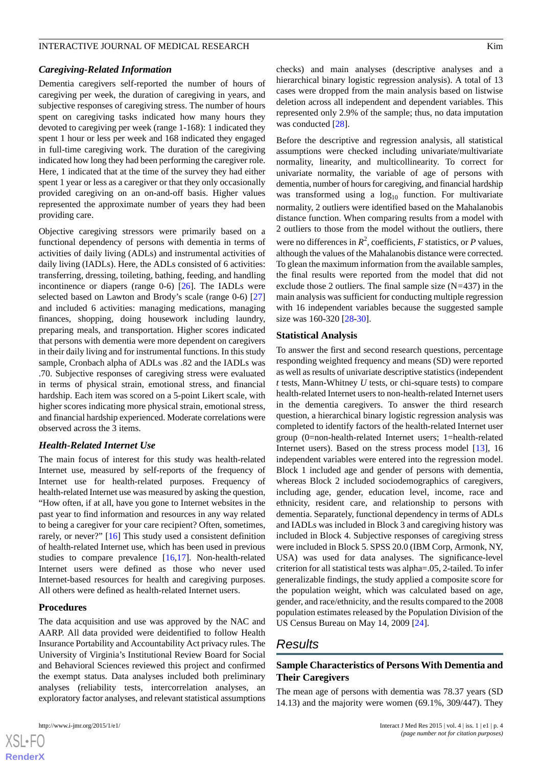### Caregiving-Related Information

Dementia caregivers self-reported the number of hours of caregiving per week, the duration of caregiving in years, and subjective responses of caregiving stress. The number of hours spent on caregiving tasks indicated how many hours they devoted to caregiving per week (range 1-168): 1 indicated they spent 1 hour or less per week and 168 indicated they engaged in full-time caregiving work. The duration of the caregiving indicated how long they had been performing the caregiver role. Here, 1 indicated that at the time of the survey they had either spent 1 year or less as a caregiver or that they only occasionally provided caregiving on an on-and-off basis. Higher values represented the approximate number of years they had been providing care.

Objective caregiving stressors were primarily based on a functional dependency of persons with dementia in terms of activities of daily living (ADLs) and instrumental activities of daily living (IADLs). Here, the ADLs consisted of 6 activities: transferring, dressing, toileting, bathing, feeding, and handling incontinence or diapers (range 0-6) [26]. The IADLs were selected based on Lawton and Brody's scale (range 0-6) [27] and included 6 activities: managing medications, managing finances, shopping, doing housework including laundry, preparing meals, and transportation. Higher scores indicated that persons with dementia were more dependent on caregivers in their daily living and for instrumental functions. In this study sample, Cronbach alpha of ADLs was .82 and the IADLs was .70. Subjective responses of caregiving stress were evaluated in terms of physical strain, emotional stress, and financial hardship. Each item was scored on a 5-point Likert scale, with higher scores indicating more physical strain, emotional stress, and financial hardship experienced. Moderate correlations were observed across the 3 items.

### Health-Related Internet Use

The main focus of interest for this study was health-related Internet use, measured by self-reports of the frequency of Internet use for health-related purposes. Frequency of health-related Internet use was measured by asking the question, "How often, if at all, have you gone to Internet websites in the past year to find information and resources in any way related to being a caregiver for your care recipient? Often, sometimes, rarely, or never?" [16] This study used a consistent definition of health-related Internet use, which has been used in previous studies to compare prevalence [16,17]. Non-health-related Internet users were defined as those who never used Internet-based resources for health and caregiving purposes. All others were defined as health-related Internet users.

## Procedures

The data acquisition and use was approved by the NAC and AARP. All data provided were deidentified to follow Health Insurance Portability and Accountability Act privacy rules. The University of Virginia's Institutional Review Board for Social and Behavioral Sciences reviewed this project and confirmed the exempt status. Data analyses included both preliminary analyses (reliability tests, intercorrelation analyses, an exploratory factor analyses, and relevant statistical assumptions checks) and main analyses (descriptive analyses and a hierarchical binary logistic regression analysis). A total of 13 cases were dropped from the main analysis based on listwise deletion across all independent and dependent variables. This represented only 2.9% of the sample; thus, no data imputation was conducted [28].

Before the descriptive and regression analysis, all statistical assumptions were checked including univariate/multivariate normality, linearity, and multicollinearity. To correct for univariate normality, the variable of age of persons with dementia, number of hours for caregiving, and financial hardship was transformed using a $\log_{10}$ function. For multivariate normality, 2 outliers were identified based on the Mahalanobis distance function. When comparing results from a model with 2 outliers to those from the model without the outliers, there were no differences in $R^2$, coefficients, $F$ statistics, or $P$ values, although the values of the Mahalanobis distance were corrected. To glean the maximum information from the available samples, the final results were reported from the model that did not exclude those 2 outliers. The final sample size (N=437) in the main analysis was sufficient for conducting multiple regression with 16 independent variables because the suggested sample size was 160-320 [28-30].

## Statistical Analysis

To answer the first and second research questions, percentage responding weighted frequency and means (SD) were reported as well as results of univariate descriptive statistics (independent $t$ tests, Mann-Whitney $U$ tests, or chi-square tests) to compare health-related Internet users to non-health-related Internet users in the dementia caregivers. To answer the third research question, a hierarchical binary logistic regression analysis was completed to identify factors of the health-related Internet user group (0=non-health-related Internet users; 1=health-related Internet users). Based on the stress process model [13], 16 independent variables were entered into the regression model. Block 1 included age and gender of persons with dementia, whereas Block 2 included sociodemographics of caregivers, including age, gender, education level, income, race and ethnicity, resident care, and relationship to persons with dementia. Separately, functional dependency in terms of ADLs and IADLs was included in Block 3 and caregiving history was included in Block 4. Subjective responses of caregiving stress were included in Block 5. SPSS 20.0 (IBM Corp, Armonk, NY, USA) was used for data analyses. The significance-level criterion for all statistical tests was alpha=.05, 2-tailed. To infer generalizable findings, the study applied a composite score for the population weight, which was calculated based on age, gender, and race/ethnicity, and the results compared to the 2008 population estimates released by the Population Division of the US Census Bureau on May 14, 2009 [24].

# Results

## Sample Characteristics of Persons With Dementia and Their Caregivers

The mean age of persons with dementia was 78.37 years (SD 14.13) and the majority were women (69.1%, 309/447). They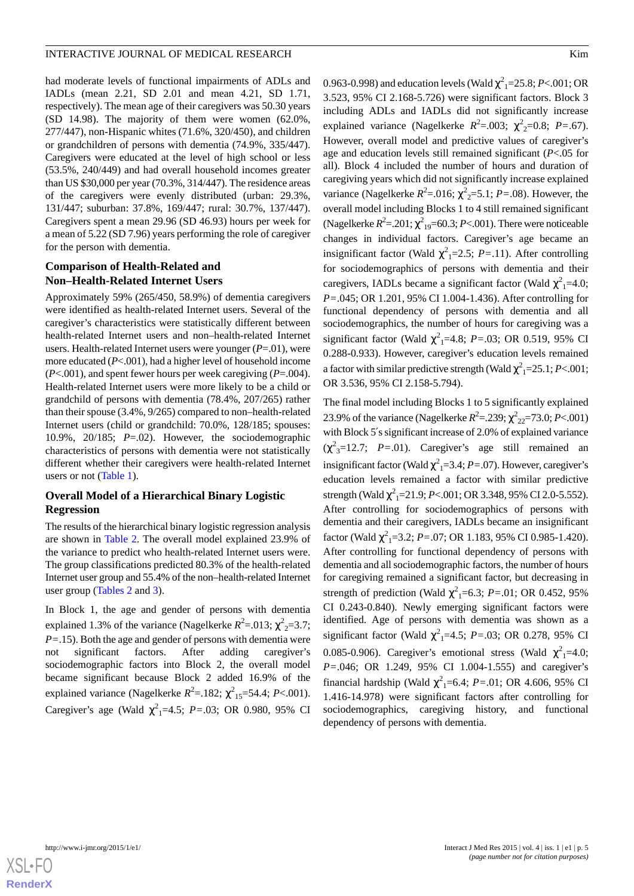had moderate levels of functional impairments of ADLs and IADLs (mean 2.21, SD 2.01 and mean 4.21, SD 1.71, respectively). The mean age of their caregivers was 50.30 years (SD 14.98). The majority of them were women (62.0%, 277/447), non-Hispanic whites (71.6%, 320/450), and children or grandchildren of persons with dementia (74.9%, 335/447). Caregivers were educated at the level of high school or less (53.5%, 240/449) and had overall household incomes greater than US $30,000 per year (70.3%, 314/447). The residence areas of the caregivers were evenly distributed (urban: 29.3%, 131/447; suburban: 37.8%, 169/447; rural: 30.7%, 137/447). Caregivers spent a mean 29.96 (SD 46.93) hours per week for a mean of 5.22 (SD 7.96) years performing the role of caregiver for the person with dementia.

### Comparison of Health-Related and Non–Health-Related Internet Users

Approximately 59% (265/450, 58.9%) of dementia caregivers were identified as health-related Internet users. Several of the caregiver's characteristics were statistically different between health-related Internet users and non–health-related Internet users. Health-related Internet users were younger ($P$=.01), were more educated ($P$<.001), had a higher level of household income ($P$<.001), and spent fewer hours per week caregiving ($P$=.004). Health-related Internet users were more likely to be a child or grandchild of persons with dementia (78.4%, 207/265) rather than their spouse (3.4%, 9/265) compared to non–health-related Internet users (child or grandchild: 70.0%, 128/185; spouses: 10.9%, 20/185; $P$=.02). However, the sociodemographic characteristics of persons with dementia were not statistically different whether their caregivers were health-related Internet users or not (Table 1).

### Overall Model of a Hierarchical Binary Logistic Regression

The results of the hierarchical binary logistic regression analysis are shown in Table 2. The overall model explained 23.9% of the variance to predict who health-related Internet users were. The group classifications predicted 80.3% of the health-related Internet user group and 55.4% of the non–health-related Internet user group (Tables 2 and 3).

In Block 1, the age and gender of persons with dementia explained 1.3% of the variance (Nagelkerke $R^2$=.013; $\chi^2_2$=3.7; $P$=.15). Both the age and gender of persons with dementia were not significant factors. After adding caregiver's sociodemographic factors into Block 2, the overall model became significant because Block 2 added 16.9% of the explained variance (Nagelkerke $R^2$=.182; $\chi^2_{15}$=54.4; $P$<.001). Caregiver's age (Wald $\chi^2_1$=4.5; $P$=.03; OR 0.980, 95% CI 0.963-0.998) and education levels (Wald $\chi^2_1$=25.8; $P$<.001; OR 3.523, 95% CI 2.168-5.726) were significant factors. Block 3 including ADLs and IADLs did not significantly increase explained variance (Nagelkerke $R^2$=.003; $\chi^2_2$=0.8; $P$=.67). However, overall model and predictive values of caregiver's age and education levels still remained significant ($P$<.05 for all). Block 4 included the number of hours and duration of caregiving years which did not significantly increase explained variance (Nagelkerke $R^2$=.016; $\chi^2_2$=5.1; $P$=.08). However, the overall model including Blocks 1 to 4 still remained significant (Nagelkerke $R^2$=.201; $\chi^2_{19}$=60.3; $P$<.001). There were noticeable changes in individual factors. Caregiver's age became an insignificant factor (Wald $\chi^2_1$=2.5; $P$=.11). After controlling for sociodemographics of persons with dementia and their caregivers, IADLs became a significant factor (Wald $\chi^2_1$=4.0; $P$=.045; OR 1.201, 95% CI 1.004-1.436). After controlling for functional dependency of persons with dementia and all sociodemographics, the number of hours for caregiving was a significant factor (Wald $\chi^2_1$=4.8; $P$=.03; OR 0.519, 95% CI 0.288-0.933). However, caregiver's education levels remained a factor with similar predictive strength (Wald $\chi^2_1$=25.1; $P$<.001; OR 3.536, 95% CI 2.158-5.794).

The final model including Blocks 1 to 5 significantly explained 23.9% of the variance (Nagelkerke $R^2$=.239; $\chi^2_{22}$=73.0; $P$<.001) with Block 5′s significant increase of 2.0% of explained variance ($\chi^2_3$=12.7; $P$=.01). Caregiver's age still remained an insignificant factor (Wald $\chi^2_1$=3.4; $P$=.07). However, caregiver's education levels remained a factor with similar predictive strength (Wald $\chi^2_1$=21.9; $P$<.001; OR 3.348, 95% CI 2.0-5.552). After controlling for sociodemographics of persons with dementia and their caregivers, IADLs became an insignificant factor (Wald $\chi^2_1$=3.2; $P$=.07; OR 1.183, 95% CI 0.985-1.420). After controlling for functional dependency of persons with dementia and all sociodemographic factors, the number of hours for caregiving remained a significant factor, but decreasing in strength of prediction (Wald $\chi^2_1$=6.3; $P$=.01; OR 0.452, 95% CI 0.243-0.840). Newly emerging significant factors were identified. Age of persons with dementia was shown as a significant factor (Wald $\chi^2_1$=4.5; $P$=.03; OR 0.278, 95% CI 0.085-0.906). Caregiver's emotional stress (Wald $\chi^2_1$=4.0; $P$=.046; OR 1.249, 95% CI 1.004-1.555) and caregiver's financial hardship (Wald $\chi^2_1$=6.4; $P$=.01; OR 4.606, 95% CI 1.416-14.978) were significant factors after controlling for sociodemographics, caregiving history, and functional dependency of persons with dementia.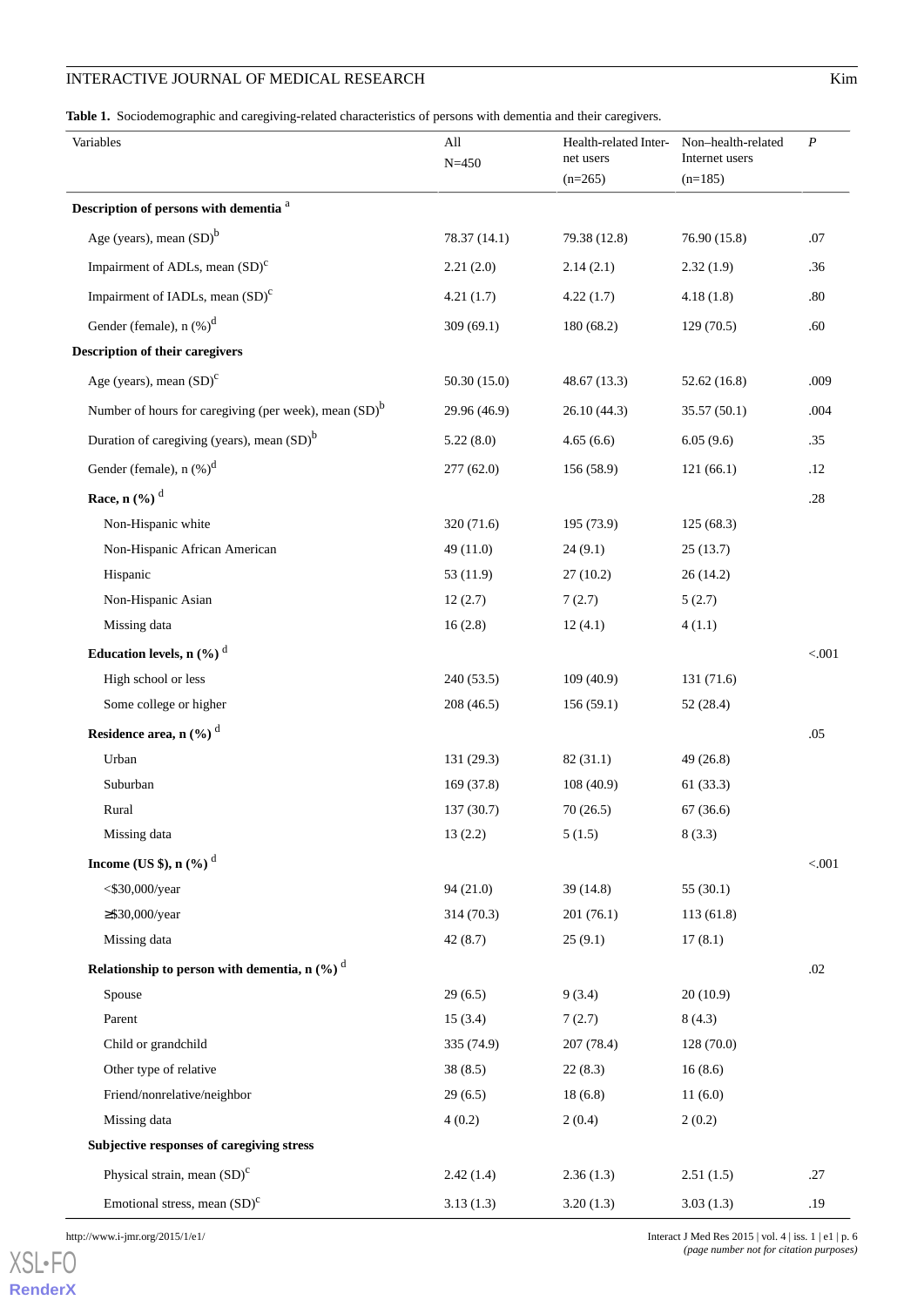**Table 1.** Sociodemographic and caregiving-related characteristics of persons with dementia and their caregivers.

| Variables | All N=450 | Health-related Internet users (n=265) | Non–health-related Internet users (n=185) | *P* |
|---|---|---|---|---|
| **Description of persons with dementia** [a] | | | | |
| Age (years), mean (SD)[b] | 78.37 (14.1) | 79.38 (12.8) | 76.90 (15.8) | .07 |
| Impairment of ADLs, mean (SD)[c] | 2.21 (2.0) | 2.14 (2.1) | 2.32 (1.9) | .36 |
| Impairment of IADLs, mean (SD)[c] | 4.21 (1.7) | 4.22 (1.7) | 4.18 (1.8) | .80 |
| Gender (female), n (%)[d] | 309 (69.1) | 180 (68.2) | 129 (70.5) | .60 |
| **Description of their caregivers** | | | | |
| Age (years), mean (SD)[c] | 50.30 (15.0) | 48.67 (13.3) | 52.62 (16.8) | .009 |
| Number of hours for caregiving (per week), mean (SD)[b] | 29.96 (46.9) | 26.10 (44.3) | 35.57 (50.1) | .004 |
| Duration of caregiving (years), mean (SD)[b] | 5.22 (8.0) | 4.65 (6.6) | 6.05 (9.6) | .35 |
| Gender (female), n (%)[d] | 277 (62.0) | 156 (58.9) | 121 (66.1) | .12 |
| **Race, n (%)** [d] | | | | .28 |
| Non-Hispanic white | 320 (71.6) | 195 (73.9) | 125 (68.3) | |
| Non-Hispanic African American | 49 (11.0) | 24 (9.1) | 25 (13.7) | |
| Hispanic | 53 (11.9) | 27 (10.2) | 26 (14.2) | |
| Non-Hispanic Asian | 12 (2.7) | 7 (2.7) | 5 (2.7) | |
| Missing data | 16 (2.8) | 12 (4.1) | 4 (1.1) | |
| **Education levels, n (%)** [d] | | | | <.001 |
| High school or less | 240 (53.5) | 109 (40.9) | 131 (71.6) | |
| Some college or higher | 208 (46.5) | 156 (59.1) | 52 (28.4) | |
| **Residence area, n (%)** [d] | | | | .05 |
| Urban | 131 (29.3) | 82 (31.1) | 49 (26.8) | |
| Suburban | 169 (37.8) | 108 (40.9) | 61 (33.3) | |
| Rural | 137 (30.7) | 70 (26.5) | 67 (36.6) | |
| Missing data | 13 (2.2) | 5 (1.5) | 8 (3.3) | |
| **Income (US $), n (%)** [d] | | | | <.001 |
| <$30,000/year | 94 (21.0) | 39 (14.8) | 55 (30.1) | |
| ≥$30,000/year | 314 (70.3) | 201 (76.1) | 113 (61.8) | |
| Missing data | 42 (8.7) | 25 (9.1) | 17 (8.1) | |
| **Relationship to person with dementia, n (%)** [d] | | | | .02 |
| Spouse | 29 (6.5) | 9 (3.4) | 20 (10.9) | |
| Parent | 15 (3.4) | 7 (2.7) | 8 (4.3) | |
| Child or grandchild | 335 (74.9) | 207 (78.4) | 128 (70.0) | |
| Other type of relative | 38 (8.5) | 22 (8.3) | 16 (8.6) | |
| Friend/nonrelative/neighbor | 29 (6.5) | 18 (6.8) | 11 (6.0) | |
| Missing data | 4 (0.2) | 2 (0.4) | 2 (0.2) | |
| **Subjective responses of caregiving stress** | | | | |
| Physical strain, mean (SD)[c] | 2.42 (1.4) | 2.36 (1.3) | 2.51 (1.5) | .27 |
| Emotional stress, mean (SD)[c] | 3.13 (1.3) | 3.20 (1.3) | 3.03 (1.3) | .19 |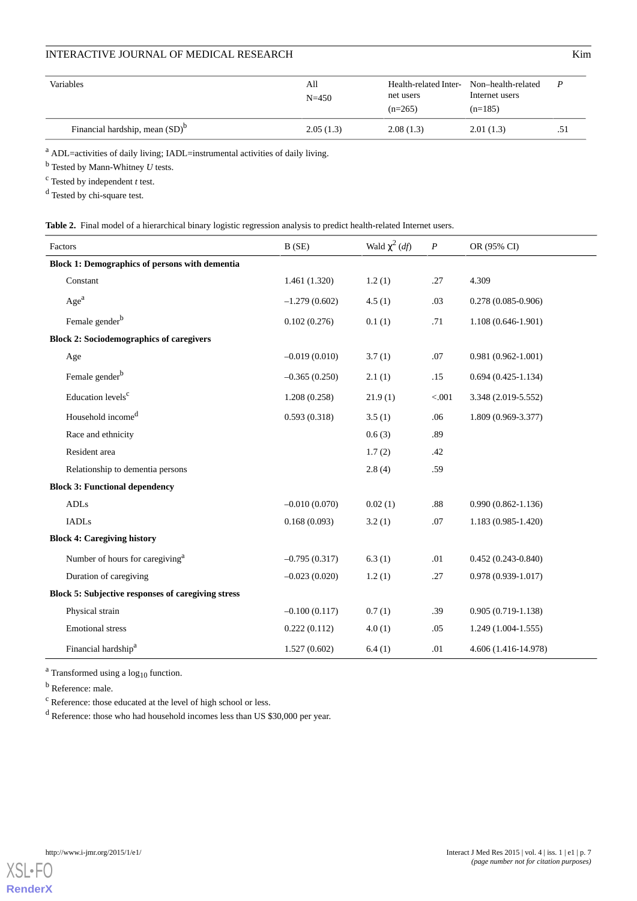| Variables | All N=450 | Health-related Internet users (n=265) | Non–health-related Internet users (n=185) | *P* |
|---|---|---|---|---|
| Financial hardship, mean (SD)[b] | 2.05 (1.3) | 2.08 (1.3) | 2.01 (1.3) | .51 |

[a] ADL=activities of daily living; IADL=instrumental activities of daily living.

[b] Tested by Mann-Whitney *U* tests.

[c] Tested by independent *t* test.

[d] Tested by chi-square test.

**Table 2.** Final model of a hierarchical binary logistic regression analysis to predict health-related Internet users.

| Factors | B (SE) | Wald $\chi^2$ (*df*) | *P* | OR (95% CI) |
|---|---|---|---|---|
| **Block 1: Demographics of persons with dementia** | | | | |
| Constant | 1.461 (1.320) | 1.2 (1) | .27 | 4.309 |
| Age[a] | –1.279 (0.602) | 4.5 (1) | .03 | 0.278 (0.085-0.906) |
| Female gender[b] | 0.102 (0.276) | 0.1 (1) | .71 | 1.108 (0.646-1.901) |
| **Block 2: Sociodemographics of caregivers** | | | | |
| Age | –0.019 (0.010) | 3.7 (1) | .07 | 0.981 (0.962-1.001) |
| Female gender[b] | –0.365 (0.250) | 2.1 (1) | .15 | 0.694 (0.425-1.134) |
| Education levels[c] | 1.208 (0.258) | 21.9 (1) | <.001 | 3.348 (2.019-5.552) |
| Household income[d] | 0.593 (0.318) | 3.5 (1) | .06 | 1.809 (0.969-3.377) |
| Race and ethnicity | | 0.6 (3) | .89 | |
| Resident area | | 1.7 (2) | .42 | |
| Relationship to dementia persons | | 2.8 (4) | .59 | |
| **Block 3: Functional dependency** | | | | |
| ADLs | –0.010 (0.070) | 0.02 (1) | .88 | 0.990 (0.862-1.136) |
| IADLs | 0.168 (0.093) | 3.2 (1) | .07 | 1.183 (0.985-1.420) |
| **Block 4: Caregiving history** | | | | |
| Number of hours for caregiving[a] | –0.795 (0.317) | 6.3 (1) | .01 | 0.452 (0.243-0.840) |
| Duration of caregiving | –0.023 (0.020) | 1.2 (1) | .27 | 0.978 (0.939-1.017) |
| **Block 5: Subjective responses of caregiving stress** | | | | |
| Physical strain | –0.100 (0.117) | 0.7 (1) | .39 | 0.905 (0.719-1.138) |
| Emotional stress | 0.222 (0.112) | 4.0 (1) | .05 | 1.249 (1.004-1.555) |
| Financial hardship[a] | 1.527 (0.602) | 6.4 (1) | .01 | 4.606 (1.416-14.978) |

[a] Transformed using a $\log_{10}$ function.

[b] Reference: male.

[c] Reference: those educated at the level of high school or less.

[d] Reference: those who had household incomes less than US $30,000 per year.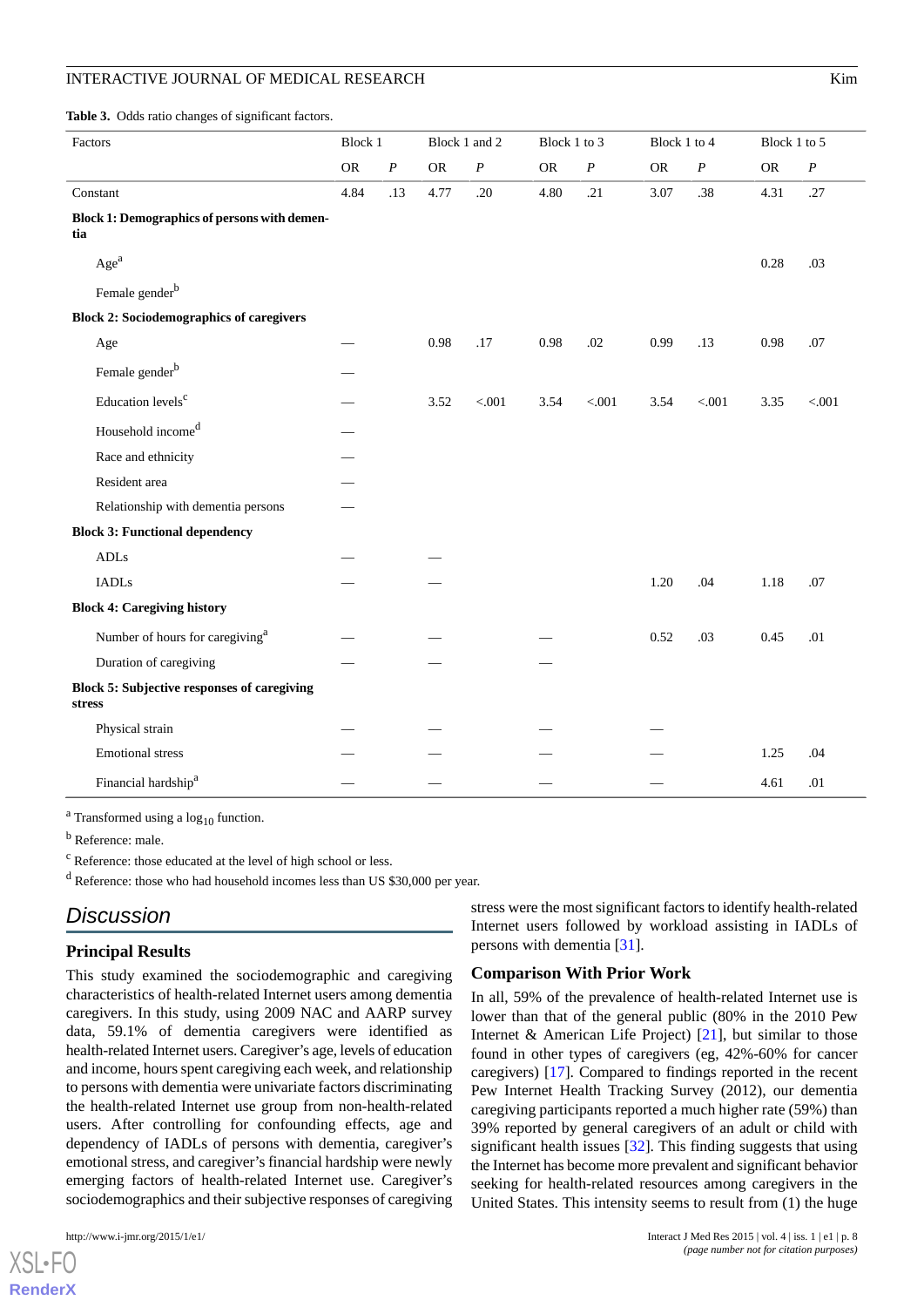**Table 3.** Odds ratio changes of significant factors.

| Factors | Block 1 | | Block 1 and 2 | | Block 1 to 3 | | Block 1 to 4 | | Block 1 to 5 | |
|---|---|---|---|---|---|---|---|---|---|---|
| | OR | *P* | OR | *P* | OR | *P* | OR | *P* | OR | *P* |
| Constant | 4.84 | .13 | 4.77 | .20 | 4.80 | .21 | 3.07 | .38 | 4.31 | .27 |
| **Block 1: Demographics of persons with dementia** | | | | | | | | | | |
| Age[a] | | | | | | | | | 0.28 | .03 |
| Female gender[b] | | | | | | | | | | |
| **Block 2: Sociodemographics of caregivers** | | | | | | | | | | |
| Age | — | | 0.98 | .17 | 0.98 | .02 | 0.99 | .13 | 0.98 | .07 |
| Female gender[b] | — | | | | | | | | | |
| Education levels[c] | — | | 3.52 | <.001 | 3.54 | <.001 | 3.54 | <.001 | 3.35 | <.001 |
| Household income[d] | — | | | | | | | | | |
| Race and ethnicity | — | | | | | | | | | |
| Resident area | — | | | | | | | | | |
| Relationship with dementia persons | — | | | | | | | | | |
| **Block 3: Functional dependency** | | | | | | | | | | |
| ADLs | — | | — | | | | | | | |
| IADLs | — | | — | | | | 1.20 | .04 | 1.18 | .07 |
| **Block 4: Caregiving history** | | | | | | | | | | |
| Number of hours for caregiving[a] | — | | — | | — | | 0.52 | .03 | 0.45 | .01 |
| Duration of caregiving | — | | — | | — | | | | | |
| **Block 5: Subjective responses of caregiving stress** | | | | | | | | | | |
| Physical strain | — | | — | | — | | — | | | |
| Emotional stress | — | | — | | — | | — | | 1.25 | .04 |
| Financial hardship[a] | — | | — | | — | | — | | 4.61 | .01 |

[a] Transformed using a $\log_{10}$ function.

[b] Reference: male.

[c] Reference: those educated at the level of high school or less.

[d] Reference: those who had household incomes less than US $30,000 per year.

## Discussion

### Principal Results

This study examined the sociodemographic and caregiving characteristics of health-related Internet users among dementia caregivers. In this study, using 2009 NAC and AARP survey data, 59.1% of dementia caregivers were identified as health-related Internet users. Caregiver's age, levels of education and income, hours spent caregiving each week, and relationship to persons with dementia were univariate factors discriminating the health-related Internet use group from non-health-related users. After controlling for confounding effects, age and dependency of IADLs of persons with dementia, caregiver's emotional stress, and caregiver's financial hardship were newly emerging factors of health-related Internet use. Caregiver's sociodemographics and their subjective responses of caregiving stress were the most significant factors to identify health-related Internet users followed by workload assisting in IADLs of persons with dementia [31].

### Comparison With Prior Work

In all, 59% of the prevalence of health-related Internet use is lower than that of the general public (80% in the 2010 Pew Internet & American Life Project) [21], but similar to those found in other types of caregivers (eg, 42%-60% for cancer caregivers) [17]. Compared to findings reported in the recent Pew Internet Health Tracking Survey (2012), our dementia caregiving participants reported a much higher rate (59%) than 39% reported by general caregivers of an adult or child with significant health issues [32]. This finding suggests that using the Internet has become more prevalent and significant behavior seeking for health-related resources among caregivers in the United States. This intensity seems to result from (1) the huge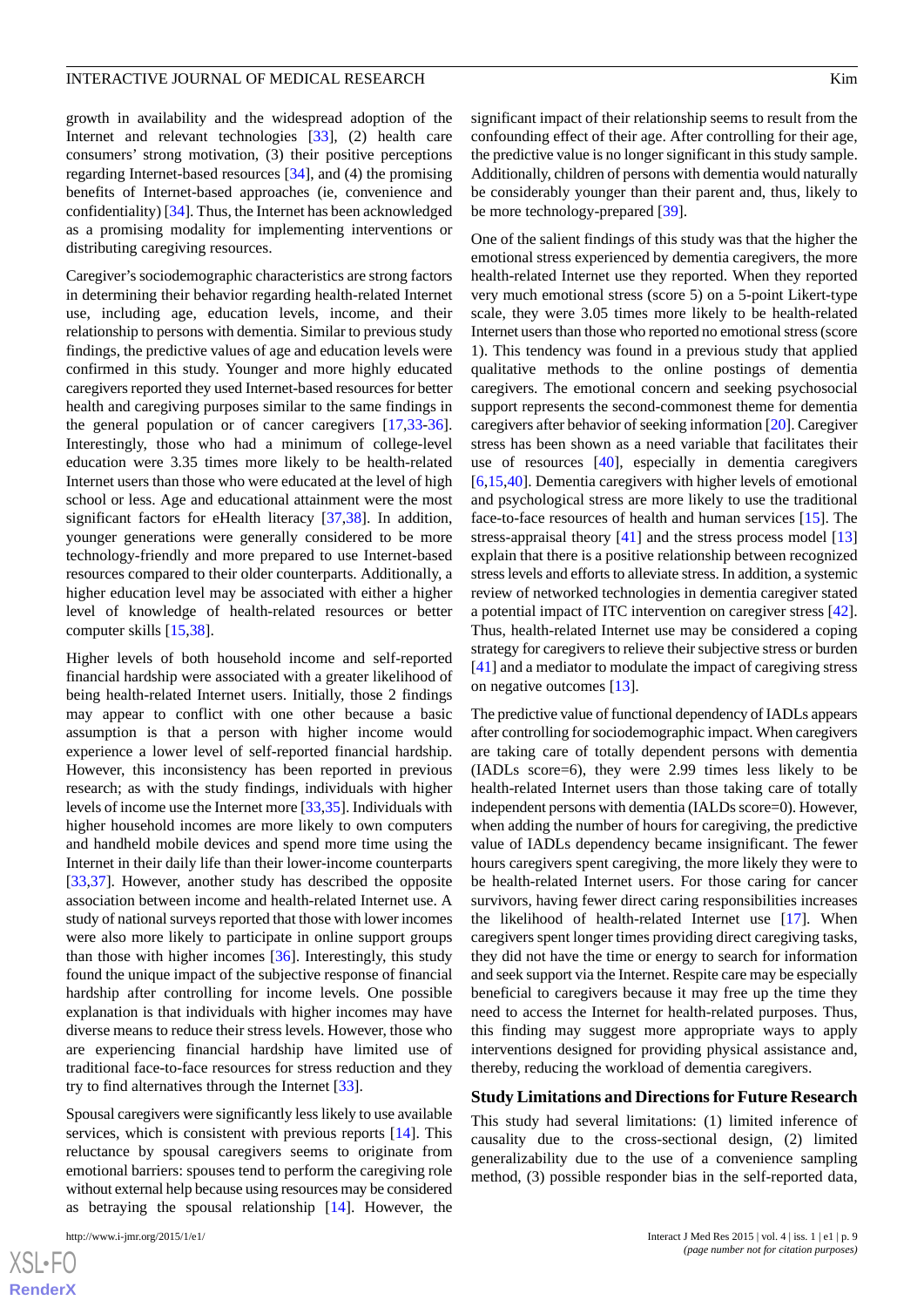growth in availability and the widespread adoption of the Internet and relevant technologies [33], (2) health care consumers' strong motivation, (3) their positive perceptions regarding Internet-based resources [34], and (4) the promising benefits of Internet-based approaches (ie, convenience and confidentiality) [34]. Thus, the Internet has been acknowledged as a promising modality for implementing interventions or distributing caregiving resources.

Caregiver's sociodemographic characteristics are strong factors in determining their behavior regarding health-related Internet use, including age, education levels, income, and their relationship to persons with dementia. Similar to previous study findings, the predictive values of age and education levels were confirmed in this study. Younger and more highly educated caregivers reported they used Internet-based resources for better health and caregiving purposes similar to the same findings in the general population or of cancer caregivers [17,33-36]. Interestingly, those who had a minimum of college-level education were 3.35 times more likely to be health-related Internet users than those who were educated at the level of high school or less. Age and educational attainment were the most significant factors for eHealth literacy [37,38]. In addition, younger generations were generally considered to be more technology-friendly and more prepared to use Internet-based resources compared to their older counterparts. Additionally, a higher education level may be associated with either a higher level of knowledge of health-related resources or better computer skills [15,38].

Higher levels of both household income and self-reported financial hardship were associated with a greater likelihood of being health-related Internet users. Initially, those 2 findings may appear to conflict with one other because a basic assumption is that a person with higher income would experience a lower level of self-reported financial hardship. However, this inconsistency has been reported in previous research; as with the study findings, individuals with higher levels of income use the Internet more [33,35]. Individuals with higher household incomes are more likely to own computers and handheld mobile devices and spend more time using the Internet in their daily life than their lower-income counterparts [33,37]. However, another study has described the opposite association between income and health-related Internet use. A study of national surveys reported that those with lower incomes were also more likely to participate in online support groups than those with higher incomes [36]. Interestingly, this study found the unique impact of the subjective response of financial hardship after controlling for income levels. One possible explanation is that individuals with higher incomes may have diverse means to reduce their stress levels. However, those who are experiencing financial hardship have limited use of traditional face-to-face resources for stress reduction and they try to find alternatives through the Internet [33].

Spousal caregivers were significantly less likely to use available services, which is consistent with previous reports [14]. This reluctance by spousal caregivers seems to originate from emotional barriers: spouses tend to perform the caregiving role without external help because using resources may be considered as betraying the spousal relationship [14]. However, the significant impact of their relationship seems to result from the confounding effect of their age. After controlling for their age, the predictive value is no longer significant in this study sample. Additionally, children of persons with dementia would naturally be considerably younger than their parent and, thus, likely to be more technology-prepared [39].

One of the salient findings of this study was that the higher the emotional stress experienced by dementia caregivers, the more health-related Internet use they reported. When they reported very much emotional stress (score 5) on a 5-point Likert-type scale, they were 3.05 times more likely to be health-related Internet users than those who reported no emotional stress (score 1). This tendency was found in a previous study that applied qualitative methods to the online postings of dementia caregivers. The emotional concern and seeking psychosocial support represents the second-commonest theme for dementia caregivers after behavior of seeking information [20]. Caregiver stress has been shown as a need variable that facilitates their use of resources [40], especially in dementia caregivers [6,15,40]. Dementia caregivers with higher levels of emotional and psychological stress are more likely to use the traditional face-to-face resources of health and human services [15]. The stress-appraisal theory [41] and the stress process model [13] explain that there is a positive relationship between recognized stress levels and efforts to alleviate stress. In addition, a systemic review of networked technologies in dementia caregiver stated a potential impact of ITC intervention on caregiver stress [42]. Thus, health-related Internet use may be considered a coping strategy for caregivers to relieve their subjective stress or burden [41] and a mediator to modulate the impact of caregiving stress on negative outcomes [13].

The predictive value of functional dependency of IADLs appears after controlling for sociodemographic impact. When caregivers are taking care of totally dependent persons with dementia (IADLs score=6), they were 2.99 times less likely to be health-related Internet users than those taking care of totally independent persons with dementia (IALDs score=0). However, when adding the number of hours for caregiving, the predictive value of IADLs dependency became insignificant. The fewer hours caregivers spent caregiving, the more likely they were to be health-related Internet users. For those caring for cancer survivors, having fewer direct caring responsibilities increases the likelihood of health-related Internet use [17]. When caregivers spent longer times providing direct caregiving tasks, they did not have the time or energy to search for information and seek support via the Internet. Respite care may be especially beneficial to caregivers because it may free up the time they need to access the Internet for health-related purposes. Thus, this finding may suggest more appropriate ways to apply interventions designed for providing physical assistance and, thereby, reducing the workload of dementia caregivers.

### Study Limitations and Directions for Future Research

This study had several limitations: (1) limited inference of causality due to the cross-sectional design, (2) limited generalizability due to the use of a convenience sampling method, (3) possible responder bias in the self-reported data,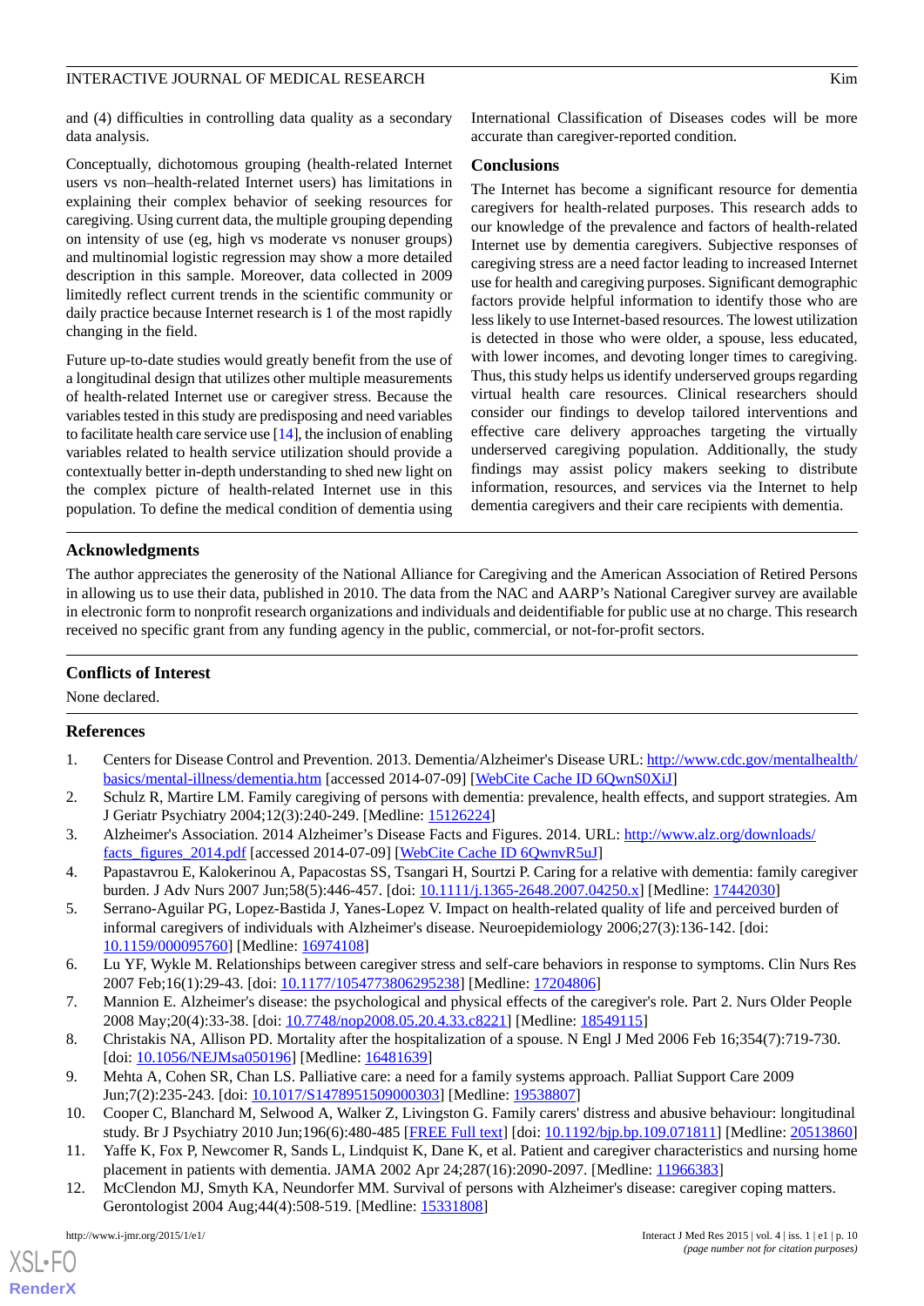and (4) difficulties in controlling data quality as a secondary data analysis.

Conceptually, dichotomous grouping (health-related Internet users vs non–health-related Internet users) has limitations in explaining their complex behavior of seeking resources for caregiving. Using current data, the multiple grouping depending on intensity of use (eg, high vs moderate vs nonuser groups) and multinomial logistic regression may show a more detailed description in this sample. Moreover, data collected in 2009 limitedly reflect current trends in the scientific community or daily practice because Internet research is 1 of the most rapidly changing in the field.

Future up-to-date studies would greatly benefit from the use of a longitudinal design that utilizes other multiple measurements of health-related Internet use or caregiver stress. Because the variables tested in this study are predisposing and need variables to facilitate health care service use [14], the inclusion of enabling variables related to health service utilization should provide a contextually better in-depth understanding to shed new light on the complex picture of health-related Internet use in this population. To define the medical condition of dementia using International Classification of Diseases codes will be more accurate than caregiver-reported condition.

## Conclusions

The Internet has become a significant resource for dementia caregivers for health-related purposes. This research adds to our knowledge of the prevalence and factors of health-related Internet use by dementia caregivers. Subjective responses of caregiving stress are a need factor leading to increased Internet use for health and caregiving purposes. Significant demographic factors provide helpful information to identify those who are less likely to use Internet-based resources. The lowest utilization is detected in those who were older, a spouse, less educated, with lower incomes, and devoting longer times to caregiving. Thus, this study helps us identify underserved groups regarding virtual health care resources. Clinical researchers should consider our findings to develop tailored interventions and effective care delivery approaches targeting the virtually underserved caregiving population. Additionally, the study findings may assist policy makers seeking to distribute information, resources, and services via the Internet to help dementia caregivers and their care recipients with dementia.

## Acknowledgments

The author appreciates the generosity of the National Alliance for Caregiving and the American Association of Retired Persons in allowing us to use their data, published in 2010. The data from the NAC and AARP's National Caregiver survey are available in electronic form to nonprofit research organizations and individuals and deidentifiable for public use at no charge. This research received no specific grant from any funding agency in the public, commercial, or not-for-profit sectors.

## Conflicts of Interest

None declared.

## References

1. Centers for Disease Control and Prevention. 2013. Dementia/Alzheimer's Disease URL: http://www.cdc.gov/mentalhealth/basics/mental-illness/dementia.htm [accessed 2014-07-09] [WebCite Cache ID 6QwnS0XiJ]
2. Schulz R, Martire LM. Family caregiving of persons with dementia: prevalence, health effects, and support strategies. Am J Geriatr Psychiatry 2004;12(3):240-249. [Medline: 15126224]
3. Alzheimer's Association. 2014 Alzheimer's Disease Facts and Figures. 2014. URL: http://www.alz.org/downloads/facts_figures_2014.pdf [accessed 2014-07-09] [WebCite Cache ID 6QwnvR5uJ]
4. Papastavrou E, Kalokerinou A, Papacostas SS, Tsangari H, Sourtzi P. Caring for a relative with dementia: family caregiver burden. J Adv Nurs 2007 Jun;58(5):446-457. [doi: 10.1111/j.1365-2648.2007.04250.x] [Medline: 17442030]
5. Serrano-Aguilar PG, Lopez-Bastida J, Yanes-Lopez V. Impact on health-related quality of life and perceived burden of informal caregivers of individuals with Alzheimer's disease. Neuroepidemiology 2006;27(3):136-142. [doi: 10.1159/000095760] [Medline: 16974108]
6. Lu YF, Wykle M. Relationships between caregiver stress and self-care behaviors in response to symptoms. Clin Nurs Res 2007 Feb;16(1):29-43. [doi: 10.1177/1054773806295238] [Medline: 17204806]
7. Mannion E. Alzheimer's disease: the psychological and physical effects of the caregiver's role. Part 2. Nurs Older People 2008 May;20(4):33-38. [doi: 10.7748/nop2008.05.20.4.33.c8221] [Medline: 18549115]
8. Christakis NA, Allison PD. Mortality after the hospitalization of a spouse. N Engl J Med 2006 Feb 16;354(7):719-730. [doi: 10.1056/NEJMsa050196] [Medline: 16481639]
9. Mehta A, Cohen SR, Chan LS. Palliative care: a need for a family systems approach. Palliat Support Care 2009 Jun;7(2):235-243. [doi: 10.1017/S1478951509000303] [Medline: 19538807]
10. Cooper C, Blanchard M, Selwood A, Walker Z, Livingston G. Family carers' distress and abusive behaviour: longitudinal study. Br J Psychiatry 2010 Jun;196(6):480-485 [FREE Full text] [doi: 10.1192/bjp.bp.109.071811] [Medline: 20513860]
11. Yaffe K, Fox P, Newcomer R, Sands L, Lindquist K, Dane K, et al. Patient and caregiver characteristics and nursing home placement in patients with dementia. JAMA 2002 Apr 24;287(16):2090-2097. [Medline: 11966383]
12. McClendon MJ, Smyth KA, Neundorfer MM. Survival of persons with Alzheimer's disease: caregiver coping matters. Gerontologist 2004 Aug;44(4):508-519. [Medline: 15331808]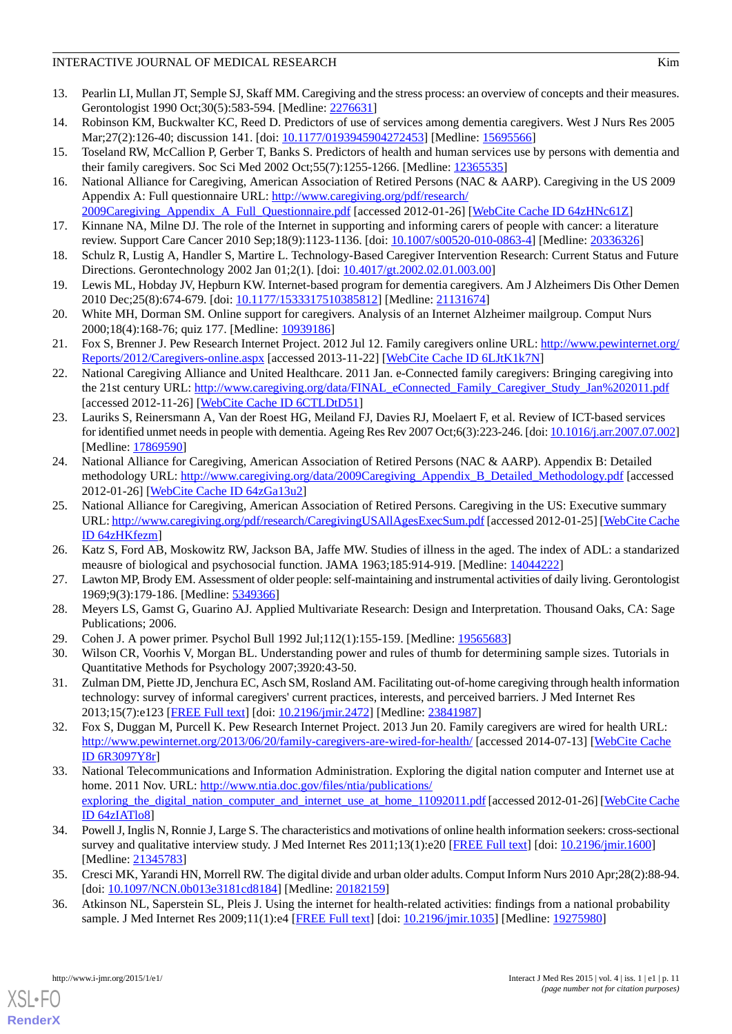13. Pearlin LI, Mullan JT, Semple SJ, Skaff MM. Caregiving and the stress process: an overview of concepts and their measures. Gerontologist 1990 Oct;30(5):583-594. [Medline: 2276631]
14. Robinson KM, Buckwalter KC, Reed D. Predictors of use of services among dementia caregivers. West J Nurs Res 2005 Mar;27(2):126-40; discussion 141. [doi: 10.1177/0193945904272453] [Medline: 15695566]
15. Toseland RW, McCallion P, Gerber T, Banks S. Predictors of health and human services use by persons with dementia and their family caregivers. Soc Sci Med 2002 Oct;55(7):1255-1266. [Medline: 12365535]
16. National Alliance for Caregiving, American Association of Retired Persons (NAC & AARP). Caregiving in the US 2009 Appendix A: Full questionnaire URL: http://www.caregiving.org/pdf/research/2009Caregiving_Appendix_A_Full_Questionnaire.pdf [accessed 2012-01-26] [WebCite Cache ID 64zHNc61Z]
17. Kinnane NA, Milne DJ. The role of the Internet in supporting and informing carers of people with cancer: a literature review. Support Care Cancer 2010 Sep;18(9):1123-1136. [doi: 10.1007/s00520-010-0863-4] [Medline: 20336326]
18. Schulz R, Lustig A, Handler S, Martire L. Technology-Based Caregiver Intervention Research: Current Status and Future Directions. Gerontechnology 2002 Jan 01;2(1). [doi: 10.4017/gt.2002.02.01.003.00]
19. Lewis ML, Hobday JV, Hepburn KW. Internet-based program for dementia caregivers. Am J Alzheimers Dis Other Demen 2010 Dec;25(8):674-679. [doi: 10.1177/1533317510385812] [Medline: 21131674]
20. White MH, Dorman SM. Online support for caregivers. Analysis of an Internet Alzheimer mailgroup. Comput Nurs 2000;18(4):168-76; quiz 177. [Medline: 10939186]
21. Fox S, Brenner J. Pew Research Internet Project. 2012 Jul 12. Family caregivers online URL: http://www.pewinternet.org/Reports/2012/Caregivers-online.aspx [accessed 2013-11-22] [WebCite Cache ID 6LJtK1k7N]
22. National Caregiving Alliance and United Healthcare. 2011 Jan. e-Connected family caregivers: Bringing caregiving into the 21st century URL: http://www.caregiving.org/data/FINAL_eConnected_Family_Caregiver_Study_Jan%202011.pdf [accessed 2012-11-26] [WebCite Cache ID 6CTLDtD51]
23. Lauriks S, Reinersmann A, Van der Roest HG, Meiland FJ, Davies RJ, Moelaert F, et al. Review of ICT-based services for identified unmet needs in people with dementia. Ageing Res Rev 2007 Oct;6(3):223-246. [doi: 10.1016/j.arr.2007.07.002] [Medline: 17869590]
24. National Alliance for Caregiving, American Association of Retired Persons (NAC & AARP). Appendix B: Detailed methodology URL: http://www.caregiving.org/data/2009Caregiving_Appendix_B_Detailed_Methodology.pdf [accessed 2012-01-26] [WebCite Cache ID 64zGa13u2]
25. National Alliance for Caregiving, American Association of Retired Persons. Caregiving in the US: Executive summary URL: http://www.caregiving.org/pdf/research/CaregivingUSAllAgesExecSum.pdf [accessed 2012-01-25] [WebCite Cache ID 64zHKfezm]
26. Katz S, Ford AB, Moskowitz RW, Jackson BA, Jaffe MW. Studies of illness in the aged. The index of ADL: a standarized meausre of biological and psychosocial function. JAMA 1963;185:914-919. [Medline: 14044222]
27. Lawton MP, Brody EM. Assessment of older people: self-maintaining and instrumental activities of daily living. Gerontologist 1969;9(3):179-186. [Medline: 5349366]
28. Meyers LS, Gamst G, Guarino AJ. Applied Multivariate Research: Design and Interpretation. Thousand Oaks, CA: Sage Publications; 2006.
29. Cohen J. A power primer. Psychol Bull 1992 Jul;112(1):155-159. [Medline: 19565683]
30. Wilson CR, Voorhis V, Morgan BL. Understanding power and rules of thumb for determining sample sizes. Tutorials in Quantitative Methods for Psychology 2007;3920:43-50.
31. Zulman DM, Piette JD, Jenchura EC, Asch SM, Rosland AM. Facilitating out-of-home caregiving through health information technology: survey of informal caregivers' current practices, interests, and perceived barriers. J Med Internet Res 2013;15(7):e123 [FREE Full text] [doi: 10.2196/jmir.2472] [Medline: 23841987]
32. Fox S, Duggan M, Purcell K. Pew Research Internet Project. 2013 Jun 20. Family caregivers are wired for health URL: http://www.pewinternet.org/2013/06/20/family-caregivers-are-wired-for-health/ [accessed 2014-07-13] [WebCite Cache ID 6R3097Y8r]
33. National Telecommunications and Information Administration. Exploring the digital nation computer and Internet use at home. 2011 Nov. URL: http://www.ntia.doc.gov/files/ntia/publications/exploring_the_digital_nation_computer_and_internet_use_at_home_11092011.pdf [accessed 2012-01-26] [WebCite Cache ID 64zIATlo8]
34. Powell J, Inglis N, Ronnie J, Large S. The characteristics and motivations of online health information seekers: cross-sectional survey and qualitative interview study. J Med Internet Res 2011;13(1):e20 [FREE Full text] [doi: 10.2196/jmir.1600] [Medline: 21345783]
35. Cresci MK, Yarandi HN, Morrell RW. The digital divide and urban older adults. Comput Inform Nurs 2010 Apr;28(2):88-94. [doi: 10.1097/NCN.0b013e3181cd8184] [Medline: 20182159]
36. Atkinson NL, Saperstein SL, Pleis J. Using the internet for health-related activities: findings from a national probability sample. J Med Internet Res 2009;11(1):e4 [FREE Full text] [doi: 10.2196/jmir.1035] [Medline: 19275980]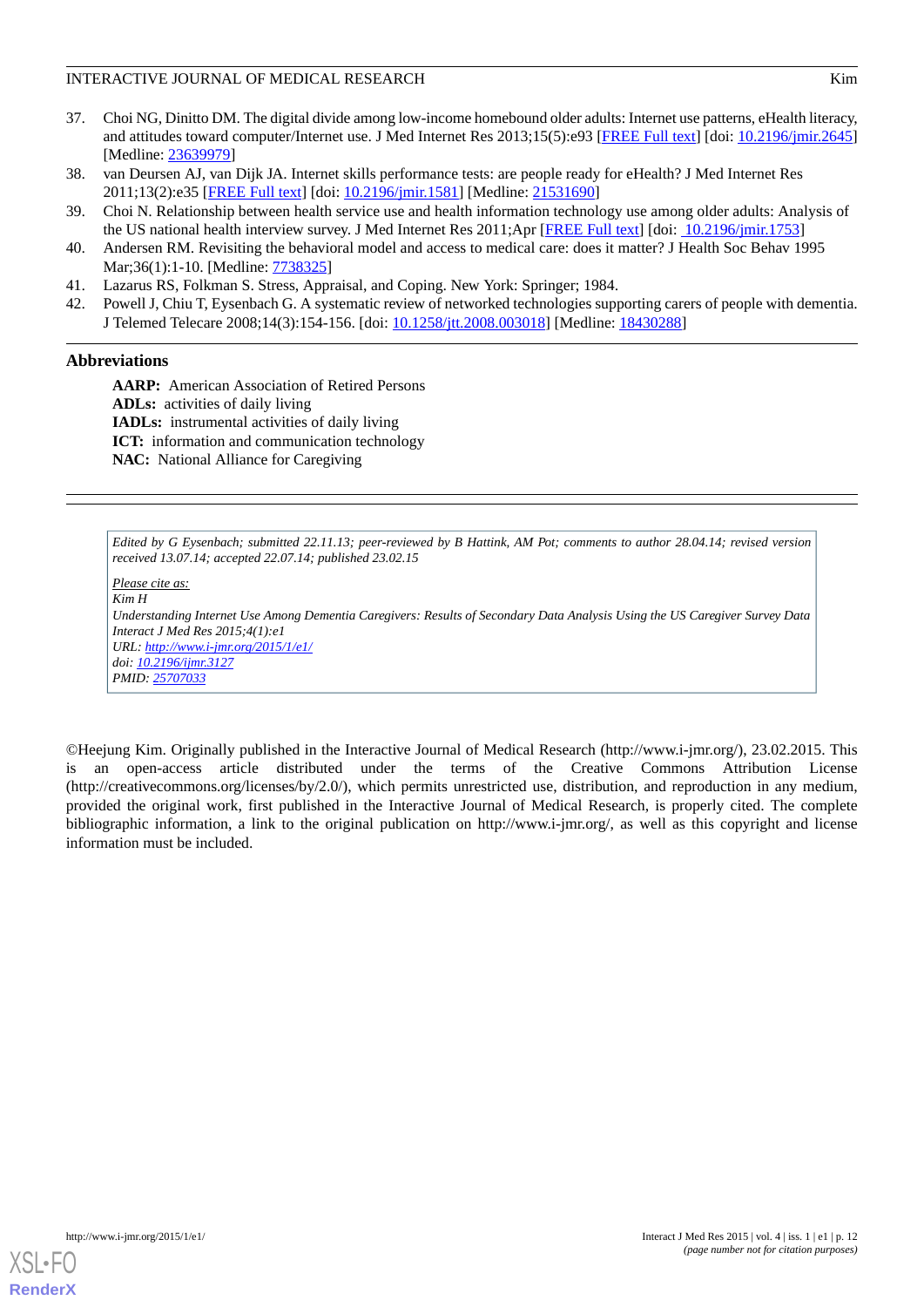37. Choi NG, Dinitto DM. The digital divide among low-income homebound older adults: Internet use patterns, eHealth literacy, and attitudes toward computer/Internet use. J Med Internet Res 2013;15(5):e93 [FREE Full text] [doi: 10.2196/jmir.2645] [Medline: 23639979]
38. van Deursen AJ, van Dijk JA. Internet skills performance tests: are people ready for eHealth? J Med Internet Res 2011;13(2):e35 [FREE Full text] [doi: 10.2196/jmir.1581] [Medline: 21531690]
39. Choi N. Relationship between health service use and health information technology use among older adults: Analysis of the US national health interview survey. J Med Internet Res 2011;Apr [FREE Full text] [doi: 10.2196/jmir.1753]
40. Andersen RM. Revisiting the behavioral model and access to medical care: does it matter? J Health Soc Behav 1995 Mar;36(1):1-10. [Medline: 7738325]
41. Lazarus RS, Folkman S. Stress, Appraisal, and Coping. New York: Springer; 1984.
42. Powell J, Chiu T, Eysenbach G. A systematic review of networked technologies supporting carers of people with dementia. J Telemed Telecare 2008;14(3):154-156. [doi: 10.1258/jtt.2008.003018] [Medline: 18430288]

## Abbreviations

**AARP:** American Association of Retired Persons
**ADLs:** activities of daily living
**IADLs:** instrumental activities of daily living
**ICT:** information and communication technology
**NAC:** National Alliance for Caregiving

---

*Edited by G Eysenbach; submitted 22.11.13; peer-reviewed by B Hattink, AM Pot; comments to author 28.04.14; revised version received 13.07.14; accepted 22.07.14; published 23.02.15*

*Please cite as:*
*Kim H*
*Understanding Internet Use Among Dementia Caregivers: Results of Secondary Data Analysis Using the US Caregiver Survey Data*
*Interact J Med Res 2015;4(1):e1*
*URL: http://www.i-jmr.org/2015/1/e1/*
*doi: 10.2196/ijmr.3127*
*PMID: 25707033*

©Heejung Kim. Originally published in the Interactive Journal of Medical Research (http://www.i-jmr.org/), 23.02.2015. This is an open-access article distributed under the terms of the Creative Commons Attribution License (http://creativecommons.org/licenses/by/2.0/), which permits unrestricted use, distribution, and reproduction in any medium, provided the original work, first published in the Interactive Journal of Medical Research, is properly cited. The complete bibliographic information, a link to the original publication on http://www.i-jmr.org/, as well as this copyright and license information must be included.